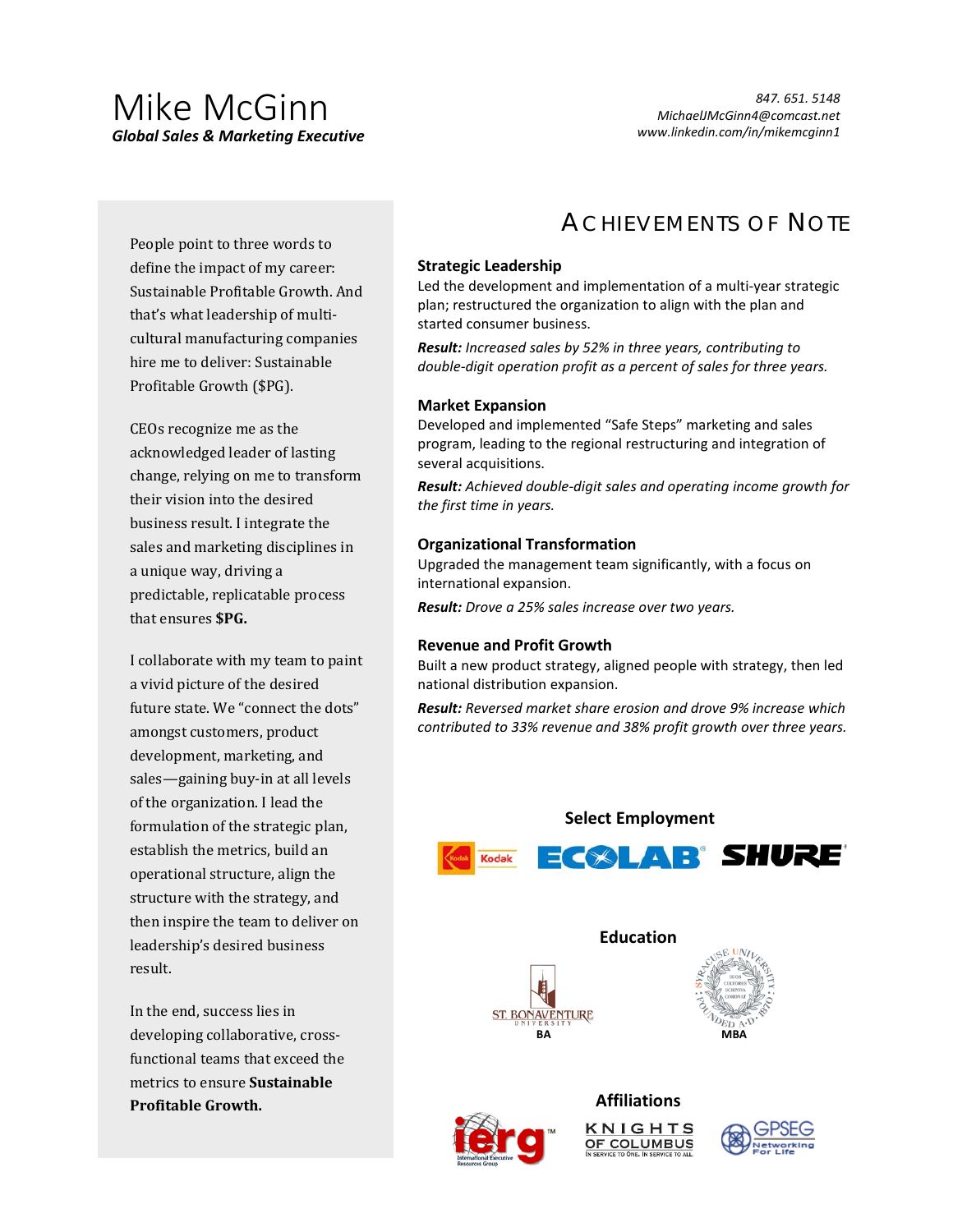# Mike McGinn

***Global Sales & Marketing Executive***

*847. 651. 5148*
*MichaelJMcGinn4@comcast.net*
*www.linkedin.com/in/mikemcginn1*

People point to three words to define the impact of my career: Sustainable Profitable Growth. And that's what leadership of multi-cultural manufacturing companies hire me to deliver: Sustainable Profitable Growth ($PG).

CEOs recognize me as the acknowledged leader of lasting change, relying on me to transform their vision into the desired business result. I integrate the sales and marketing disciplines in a unique way, driving a predictable, replicatable process that ensures **$PG.**

I collaborate with my team to paint a vivid picture of the desired future state. We "connect the dots" amongst customers, product development, marketing, and sales—gaining buy-in at all levels of the organization. I lead the formulation of the strategic plan, establish the metrics, build an operational structure, align the structure with the strategy, and then inspire the team to deliver on leadership's desired business result.

In the end, success lies in developing collaborative, cross-functional teams that exceed the metrics to ensure **Sustainable Profitable Growth.**

## Achievements of Note

**Strategic Leadership**

Led the development and implementation of a multi-year strategic plan; restructured the organization to align with the plan and started consumer business.

***Result:*** *Increased sales by 52% in three years, contributing to double-digit operation profit as a percent of sales for three years.*

**Market Expansion**

Developed and implemented "Safe Steps" marketing and sales program, leading to the regional restructuring and integration of several acquisitions.

***Result:*** *Achieved double-digit sales and operating income growth for the first time in years.*

**Organizational Transformation**

Upgraded the management team significantly, with a focus on international expansion.

***Result:*** *Drove a 25% sales increase over two years.*

**Revenue and Profit Growth**

Built a new product strategy, aligned people with strategy, then led national distribution expansion.

***Result:*** *Reversed market share erosion and drove 9% increase which contributed to 33% revenue and 38% profit growth over three years.*

### Select Employment

Kodak ECOLAB SHURE

### Education

ST. BONAVENTURE UNIVERSITY
BA

SYRACUSE UNIVERSITY
MBA

### Affiliations

ierg International Executive Resources Group

KNIGHTS OF COLUMBUS

GPSEG Networking For Life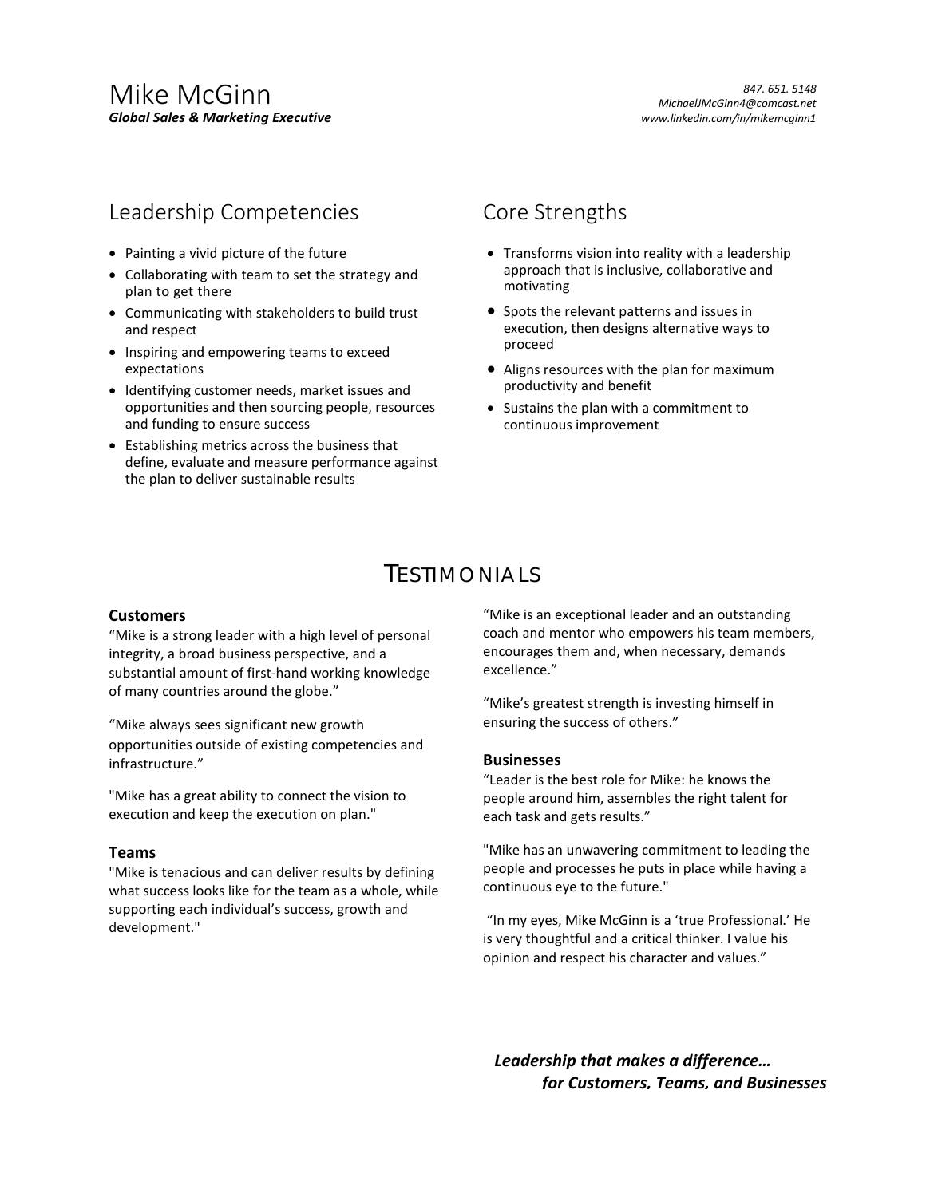# Mike McGinn

***Global Sales & Marketing Executive***

*847. 651. 5148*
*MichaelJMcGinn4@comcast.net*
*www.linkedin.com/in/mikemcginn1*

## Leadership Competencies

- Painting a vivid picture of the future
- Collaborating with team to set the strategy and plan to get there
- Communicating with stakeholders to build trust and respect
- Inspiring and empowering teams to exceed expectations
- Identifying customer needs, market issues and opportunities and then sourcing people, resources and funding to ensure success
- Establishing metrics across the business that define, evaluate and measure performance against the plan to deliver sustainable results

## Core Strengths

- Transforms vision into reality with a leadership approach that is inclusive, collaborative and motivating
- Spots the relevant patterns and issues in execution, then designs alternative ways to proceed
- Aligns resources with the plan for maximum productivity and benefit
- Sustains the plan with a commitment to continuous improvement

## Testimonials

### Customers

"Mike is a strong leader with a high level of personal integrity, a broad business perspective, and a substantial amount of first-hand working knowledge of many countries around the globe."

"Mike always sees significant new growth opportunities outside of existing competencies and infrastructure."

"Mike has a great ability to connect the vision to execution and keep the execution on plan."

### Teams

"Mike is tenacious and can deliver results by defining what success looks like for the team as a whole, while supporting each individual's success, growth and development."

"Mike is an exceptional leader and an outstanding coach and mentor who empowers his team members, encourages them and, when necessary, demands excellence."

"Mike's greatest strength is investing himself in ensuring the success of others."

### Businesses

"Leader is the best role for Mike: he knows the people around him, assembles the right talent for each task and gets results."

"Mike has an unwavering commitment to leading the people and processes he puts in place while having a continuous eye to the future."

"In my eyes, Mike McGinn is a 'true Professional.' He is very thoughtful and a critical thinker. I value his opinion and respect his character and values."

***Leadership that makes a difference…***
***for Customers, Teams, and Businesses***